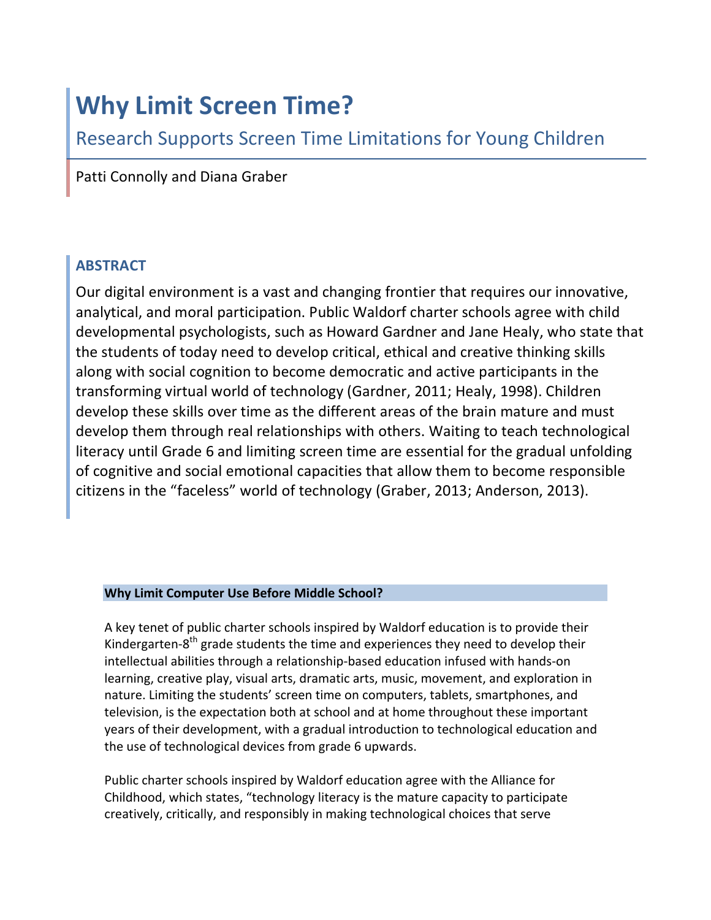# Why Limit Screen Time?

## Research Supports Screen Time Limitations for Young Children

Patti Connolly and Diana Graber

### ABSTRACT

Our digital environment is a vast and changing frontier that requires our innovative, analytical, and moral participation. Public Waldorf charter schools agree with child developmental psychologists, such as Howard Gardner and Jane Healy, who state that the students of today need to develop critical, ethical and creative thinking skills along with social cognition to become democratic and active participants in the transforming virtual world of technology (Gardner, 2011; Healy, 1998). Children develop these skills over time as the different areas of the brain mature and must develop them through real relationships with others. Waiting to teach technological literacy until Grade 6 and limiting screen time are essential for the gradual unfolding of cognitive and social emotional capacities that allow them to become responsible citizens in the "faceless" world of technology (Graber, 2013; Anderson, 2013).

#### Why Limit Computer Use Before Middle School?

A key tenet of public charter schools inspired by Waldorf education is to provide their Kindergarten-8th grade students the time and experiences they need to develop their intellectual abilities through a relationship-based education infused with hands-on learning, creative play, visual arts, dramatic arts, music, movement, and exploration in nature. Limiting the students' screen time on computers, tablets, smartphones, and television, is the expectation both at school and at home throughout these important years of their development, with a gradual introduction to technological education and the use of technological devices from grade 6 upwards.

Public charter schools inspired by Waldorf education agree with the Alliance for Childhood, which states, "technology literacy is the mature capacity to participate creatively, critically, and responsibly in making technological choices that serve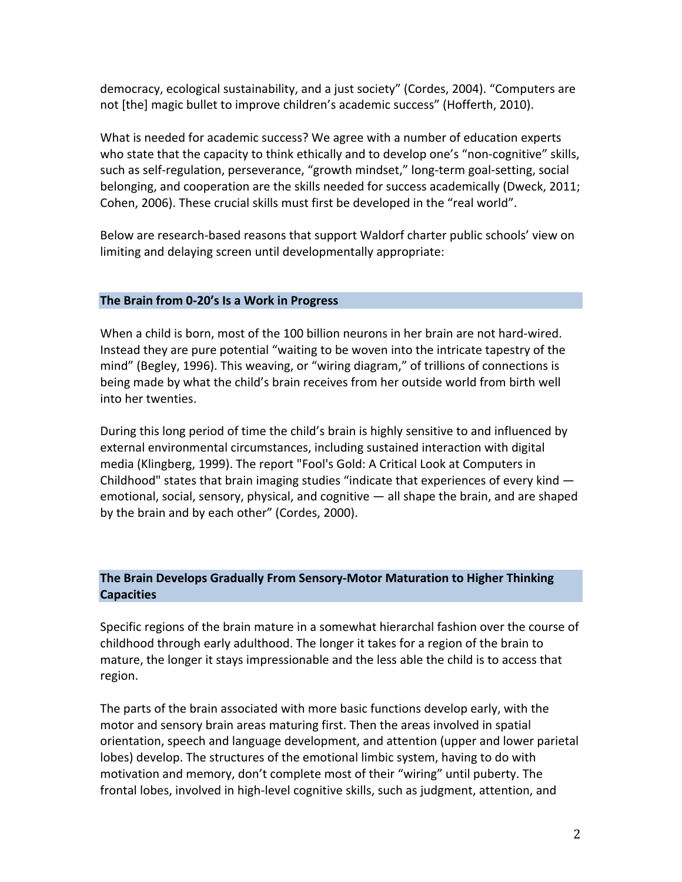democracy, ecological sustainability, and a just society" (Cordes, 2004). "Computers are not [the] magic bullet to improve children's academic success" (Hofferth, 2010).

What is needed for academic success? We agree with a number of education experts who state that the capacity to think ethically and to develop one's "non-cognitive" skills, such as self-regulation, perseverance, "growth mindset," long-term goal-setting, social belonging, and cooperation are the skills needed for success academically (Dweck, 2011; Cohen, 2006). These crucial skills must first be developed in the "real world".

Below are research-based reasons that support Waldorf charter public schools' view on limiting and delaying screen until developmentally appropriate:

## The Brain from 0-20's Is a Work in Progress

When a child is born, most of the 100 billion neurons in her brain are not hard-wired. Instead they are pure potential "waiting to be woven into the intricate tapestry of the mind" (Begley, 1996). This weaving, or "wiring diagram," of trillions of connections is being made by what the child's brain receives from her outside world from birth well into her twenties.

During this long period of time the child's brain is highly sensitive to and influenced by external environmental circumstances, including sustained interaction with digital media (Klingberg, 1999). The report "Fool's Gold: A Critical Look at Computers in Childhood" states that brain imaging studies "indicate that experiences of every kind — emotional, social, sensory, physical, and cognitive — all shape the brain, and are shaped by the brain and by each other" (Cordes, 2000).

## The Brain Develops Gradually From Sensory-Motor Maturation to Higher Thinking Capacities

Specific regions of the brain mature in a somewhat hierarchal fashion over the course of childhood through early adulthood. The longer it takes for a region of the brain to mature, the longer it stays impressionable and the less able the child is to access that region.

The parts of the brain associated with more basic functions develop early, with the motor and sensory brain areas maturing first. Then the areas involved in spatial orientation, speech and language development, and attention (upper and lower parietal lobes) develop. The structures of the emotional limbic system, having to do with motivation and memory, don't complete most of their "wiring" until puberty. The frontal lobes, involved in high-level cognitive skills, such as judgment, attention, and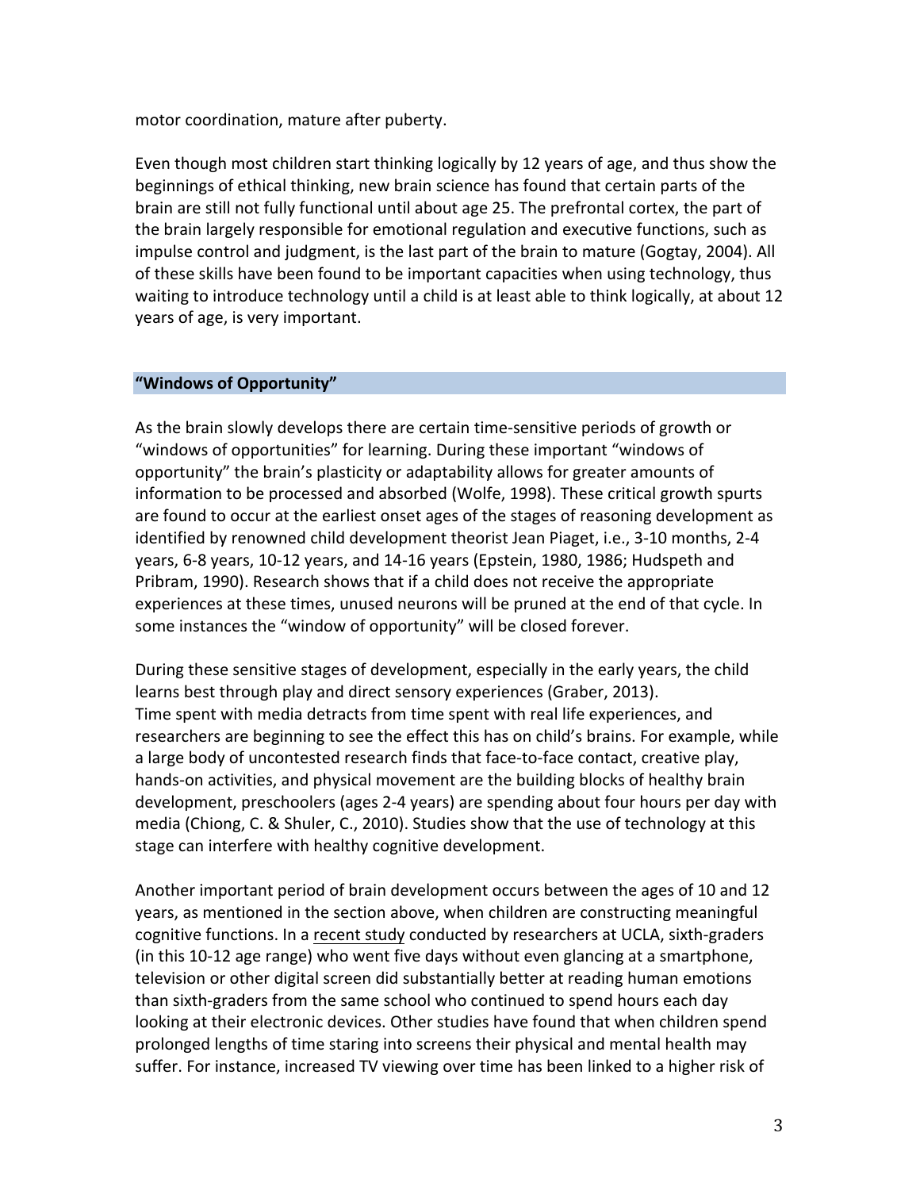motor coordination, mature after puberty.

Even though most children start thinking logically by 12 years of age, and thus show the beginnings of ethical thinking, new brain science has found that certain parts of the brain are still not fully functional until about age 25. The prefrontal cortex, the part of the brain largely responsible for emotional regulation and executive functions, such as impulse control and judgment, is the last part of the brain to mature (Gogtay, 2004). All of these skills have been found to be important capacities when using technology, thus waiting to introduce technology until a child is at least able to think logically, at about 12 years of age, is very important.

## "Windows of Opportunity"

As the brain slowly develops there are certain time-sensitive periods of growth or "windows of opportunities" for learning. During these important "windows of opportunity" the brain's plasticity or adaptability allows for greater amounts of information to be processed and absorbed (Wolfe, 1998). These critical growth spurts are found to occur at the earliest onset ages of the stages of reasoning development as identified by renowned child development theorist Jean Piaget, i.e., 3-10 months, 2-4 years, 6-8 years, 10-12 years, and 14-16 years (Epstein, 1980, 1986; Hudspeth and Pribram, 1990). Research shows that if a child does not receive the appropriate experiences at these times, unused neurons will be pruned at the end of that cycle. In some instances the "window of opportunity" will be closed forever.

During these sensitive stages of development, especially in the early years, the child learns best through play and direct sensory experiences (Graber, 2013). Time spent with media detracts from time spent with real life experiences, and researchers are beginning to see the effect this has on child's brains. For example, while a large body of uncontested research finds that face-to-face contact, creative play, hands-on activities, and physical movement are the building blocks of healthy brain development, preschoolers (ages 2-4 years) are spending about four hours per day with media (Chiong, C. & Shuler, C., 2010). Studies show that the use of technology at this stage can interfere with healthy cognitive development.

Another important period of brain development occurs between the ages of 10 and 12 years, as mentioned in the section above, when children are constructing meaningful cognitive functions. In a recent study conducted by researchers at UCLA, sixth-graders (in this 10-12 age range) who went five days without even glancing at a smartphone, television or other digital screen did substantially better at reading human emotions than sixth-graders from the same school who continued to spend hours each day looking at their electronic devices. Other studies have found that when children spend prolonged lengths of time staring into screens their physical and mental health may suffer. For instance, increased TV viewing over time has been linked to a higher risk of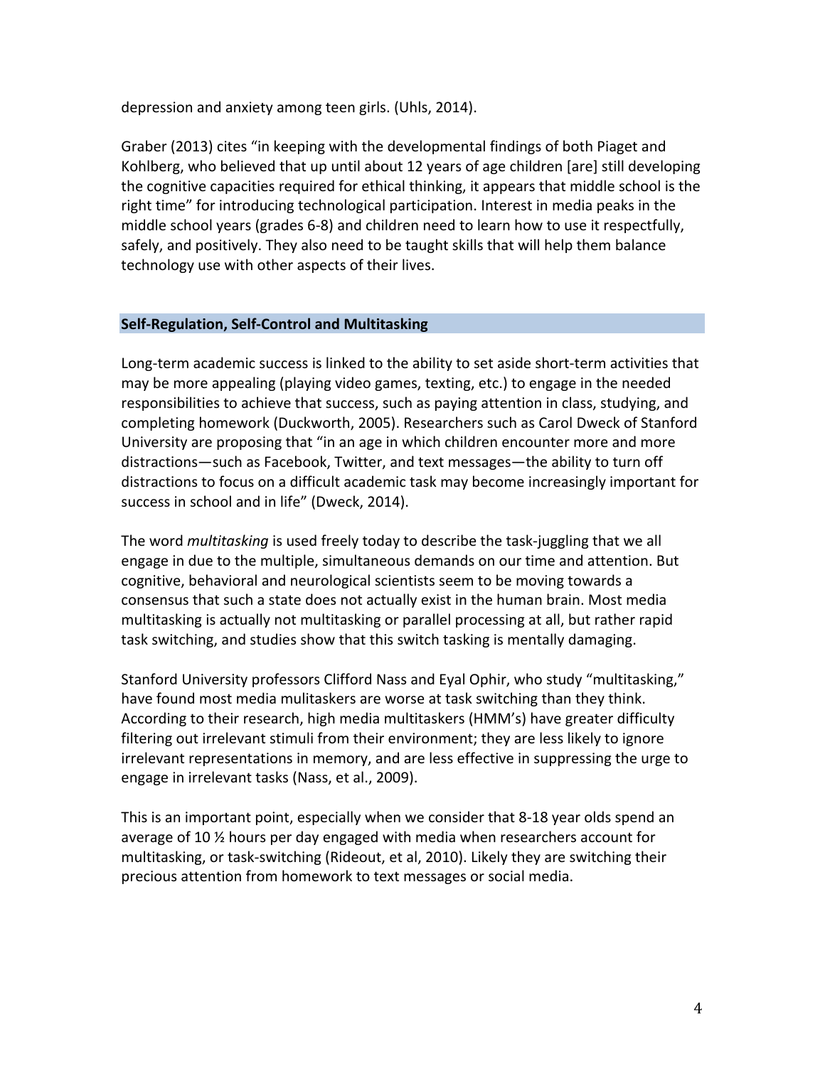depression and anxiety among teen girls. (Uhls, 2014).

Graber (2013) cites "in keeping with the developmental findings of both Piaget and Kohlberg, who believed that up until about 12 years of age children [are] still developing the cognitive capacities required for ethical thinking, it appears that middle school is the right time" for introducing technological participation. Interest in media peaks in the middle school years (grades 6-8) and children need to learn how to use it respectfully, safely, and positively. They also need to be taught skills that will help them balance technology use with other aspects of their lives.

## Self-Regulation, Self-Control and Multitasking

Long-term academic success is linked to the ability to set aside short-term activities that may be more appealing (playing video games, texting, etc.) to engage in the needed responsibilities to achieve that success, such as paying attention in class, studying, and completing homework (Duckworth, 2005). Researchers such as Carol Dweck of Stanford University are proposing that "in an age in which children encounter more and more distractions—such as Facebook, Twitter, and text messages—the ability to turn off distractions to focus on a difficult academic task may become increasingly important for success in school and in life" (Dweck, 2014).

The word *multitasking* is used freely today to describe the task-juggling that we all engage in due to the multiple, simultaneous demands on our time and attention. But cognitive, behavioral and neurological scientists seem to be moving towards a consensus that such a state does not actually exist in the human brain. Most media multitasking is actually not multitasking or parallel processing at all, but rather rapid task switching, and studies show that this switch tasking is mentally damaging.

Stanford University professors Clifford Nass and Eyal Ophir, who study "multitasking," have found most media mulitaskers are worse at task switching than they think. According to their research, high media multitaskers (HMM's) have greater difficulty filtering out irrelevant stimuli from their environment; they are less likely to ignore irrelevant representations in memory, and are less effective in suppressing the urge to engage in irrelevant tasks (Nass, et al., 2009).

This is an important point, especially when we consider that 8-18 year olds spend an average of 10 ½ hours per day engaged with media when researchers account for multitasking, or task-switching (Rideout, et al, 2010). Likely they are switching their precious attention from homework to text messages or social media.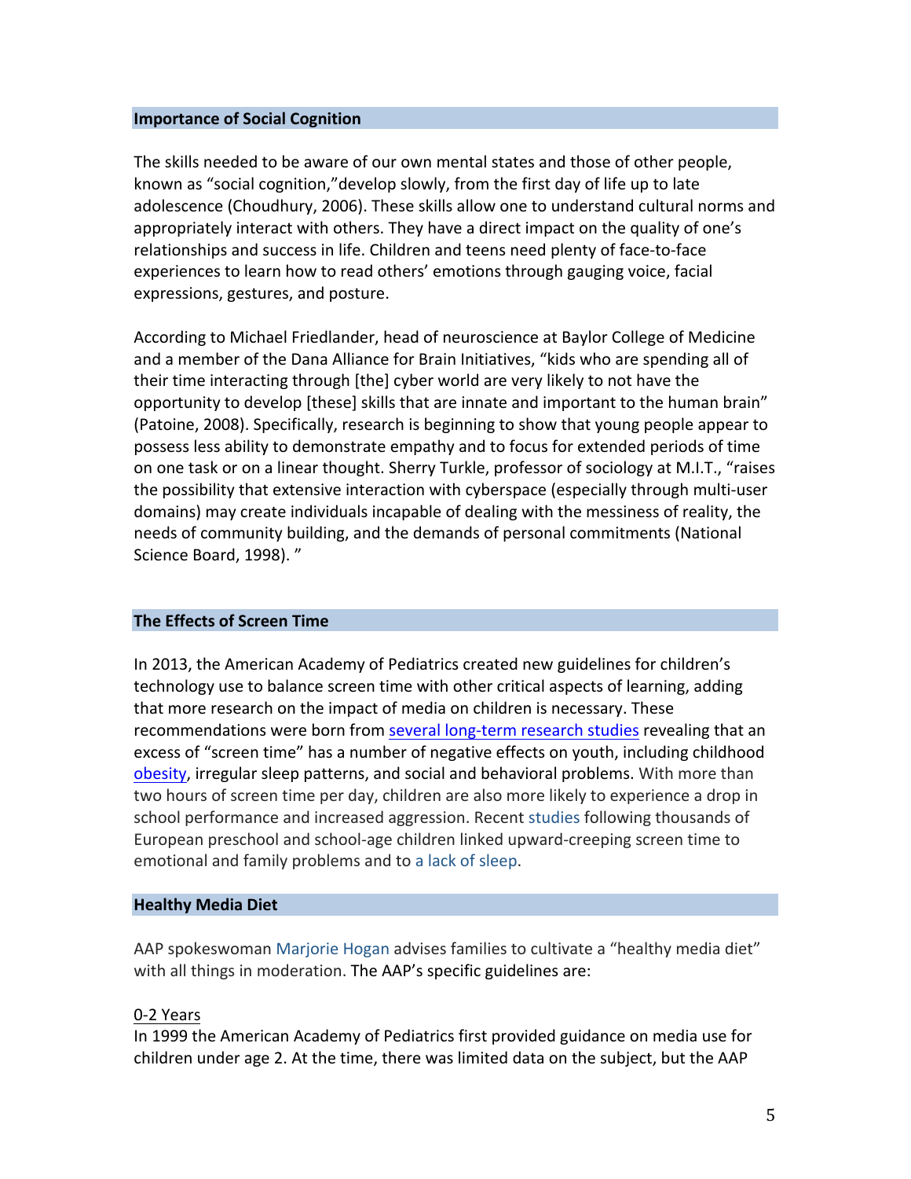## Importance of Social Cognition

The skills needed to be aware of our own mental states and those of other people, known as "social cognition,"develop slowly, from the first day of life up to late adolescence (Choudhury, 2006). These skills allow one to understand cultural norms and appropriately interact with others. They have a direct impact on the quality of one's relationships and success in life. Children and teens need plenty of face-to-face experiences to learn how to read others' emotions through gauging voice, facial expressions, gestures, and posture.

According to Michael Friedlander, head of neuroscience at Baylor College of Medicine and a member of the Dana Alliance for Brain Initiatives, "kids who are spending all of their time interacting through [the] cyber world are very likely to not have the opportunity to develop [these] skills that are innate and important to the human brain" (Patoine, 2008). Specifically, research is beginning to show that young people appear to possess less ability to demonstrate empathy and to focus for extended periods of time on one task or on a linear thought. Sherry Turkle, professor of sociology at M.I.T., "raises the possibility that extensive interaction with cyberspace (especially through multi-user domains) may create individuals incapable of dealing with the messiness of reality, the needs of community building, and the demands of personal commitments (National Science Board, 1998). "

## The Effects of Screen Time

In 2013, the American Academy of Pediatrics created new guidelines for children's technology use to balance screen time with other critical aspects of learning, adding that more research on the impact of media on children is necessary. These recommendations were born from several long-term research studies revealing that an excess of "screen time" has a number of negative effects on youth, including childhood obesity, irregular sleep patterns, and social and behavioral problems. With more than two hours of screen time per day, children are also more likely to experience a drop in school performance and increased aggression. Recent studies following thousands of European preschool and school-age children linked upward-creeping screen time to emotional and family problems and to a lack of sleep.

## Healthy Media Diet

AAP spokeswoman Marjorie Hogan advises families to cultivate a "healthy media diet" with all things in moderation. The AAP's specific guidelines are:

0-2 Years

In 1999 the American Academy of Pediatrics first provided guidance on media use for children under age 2. At the time, there was limited data on the subject, but the AAP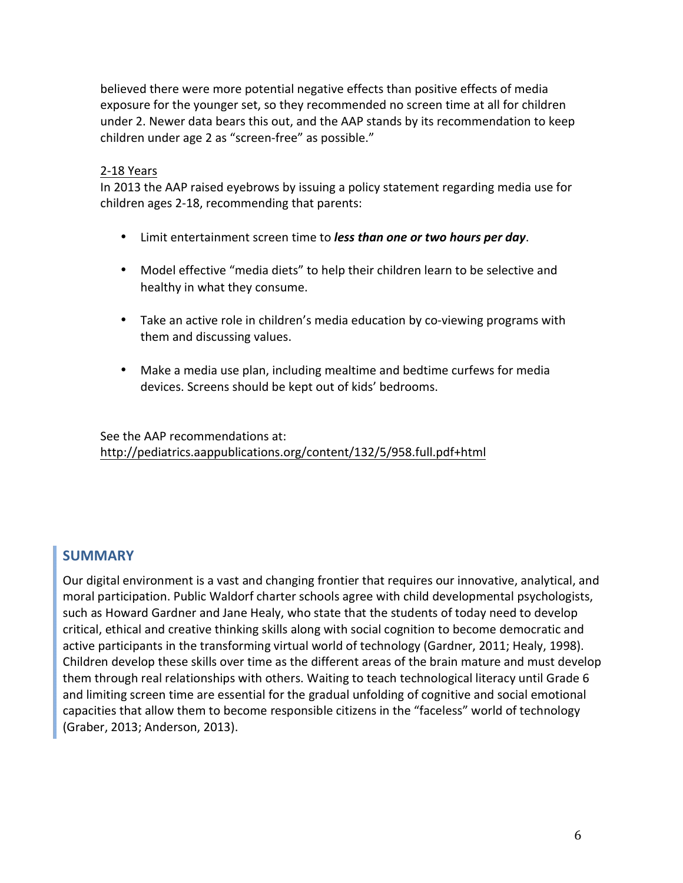believed there were more potential negative effects than positive effects of media exposure for the younger set, so they recommended no screen time at all for children under 2. Newer data bears this out, and the AAP stands by its recommendation to keep children under age 2 as "screen-free" as possible."

<u>2-18 Years</u>

In 2013 the AAP raised eyebrows by issuing a policy statement regarding media use for children ages 2-18, recommending that parents:

- Limit entertainment screen time to ***less than one or two hours per day***.
- Model effective "media diets" to help their children learn to be selective and healthy in what they consume.
- Take an active role in children's media education by co-viewing programs with them and discussing values.
- Make a media use plan, including mealtime and bedtime curfews for media devices. Screens should be kept out of kids' bedrooms.

See the AAP recommendations at:
http://pediatrics.aappublications.org/content/132/5/958.full.pdf+html

## SUMMARY

Our digital environment is a vast and changing frontier that requires our innovative, analytical, and moral participation. Public Waldorf charter schools agree with child developmental psychologists, such as Howard Gardner and Jane Healy, who state that the students of today need to develop critical, ethical and creative thinking skills along with social cognition to become democratic and active participants in the transforming virtual world of technology (Gardner, 2011; Healy, 1998). Children develop these skills over time as the different areas of the brain mature and must develop them through real relationships with others. Waiting to teach technological literacy until Grade 6 and limiting screen time are essential for the gradual unfolding of cognitive and social emotional capacities that allow them to become responsible citizens in the "faceless" world of technology (Graber, 2013; Anderson, 2013).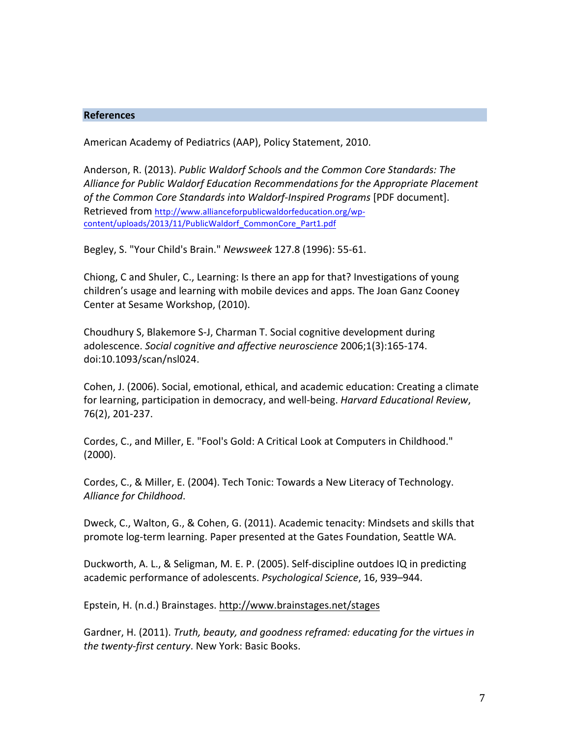## References

American Academy of Pediatrics (AAP), Policy Statement, 2010.

Anderson, R. (2013). *Public Waldorf Schools and the Common Core Standards: The Alliance for Public Waldorf Education Recommendations for the Appropriate Placement of the Common Core Standards into Waldorf-Inspired Programs* [PDF document]. Retrieved from http://www.allianceforpublicwaldorfeducation.org/wp-content/uploads/2013/11/PublicWaldorf_CommonCore_Part1.pdf

Begley, S. "Your Child's Brain." *Newsweek* 127.8 (1996): 55-61.

Chiong, C and Shuler, C., Learning: Is there an app for that? Investigations of young children's usage and learning with mobile devices and apps. The Joan Ganz Cooney Center at Sesame Workshop, (2010).

Choudhury S, Blakemore S-J, Charman T. Social cognitive development during adolescence. *Social cognitive and affective neuroscience* 2006;1(3):165-174. doi:10.1093/scan/nsl024.

Cohen, J. (2006). Social, emotional, ethical, and academic education: Creating a climate for learning, participation in democracy, and well-being. *Harvard Educational Review*, 76(2), 201-237.

Cordes, C., and Miller, E. "Fool's Gold: A Critical Look at Computers in Childhood." (2000).

Cordes, C., & Miller, E. (2004). Tech Tonic: Towards a New Literacy of Technology. *Alliance for Childhood*.

Dweck, C., Walton, G., & Cohen, G. (2011). Academic tenacity: Mindsets and skills that promote log-term learning. Paper presented at the Gates Foundation, Seattle WA.

Duckworth, A. L., & Seligman, M. E. P. (2005). Self-discipline outdoes IQ in predicting academic performance of adolescents. *Psychological Science*, 16, 939–944.

Epstein, H. (n.d.) Brainstages. http://www.brainstages.net/stages

Gardner, H. (2011). *Truth, beauty, and goodness reframed: educating for the virtues in the twenty-first century*. New York: Basic Books.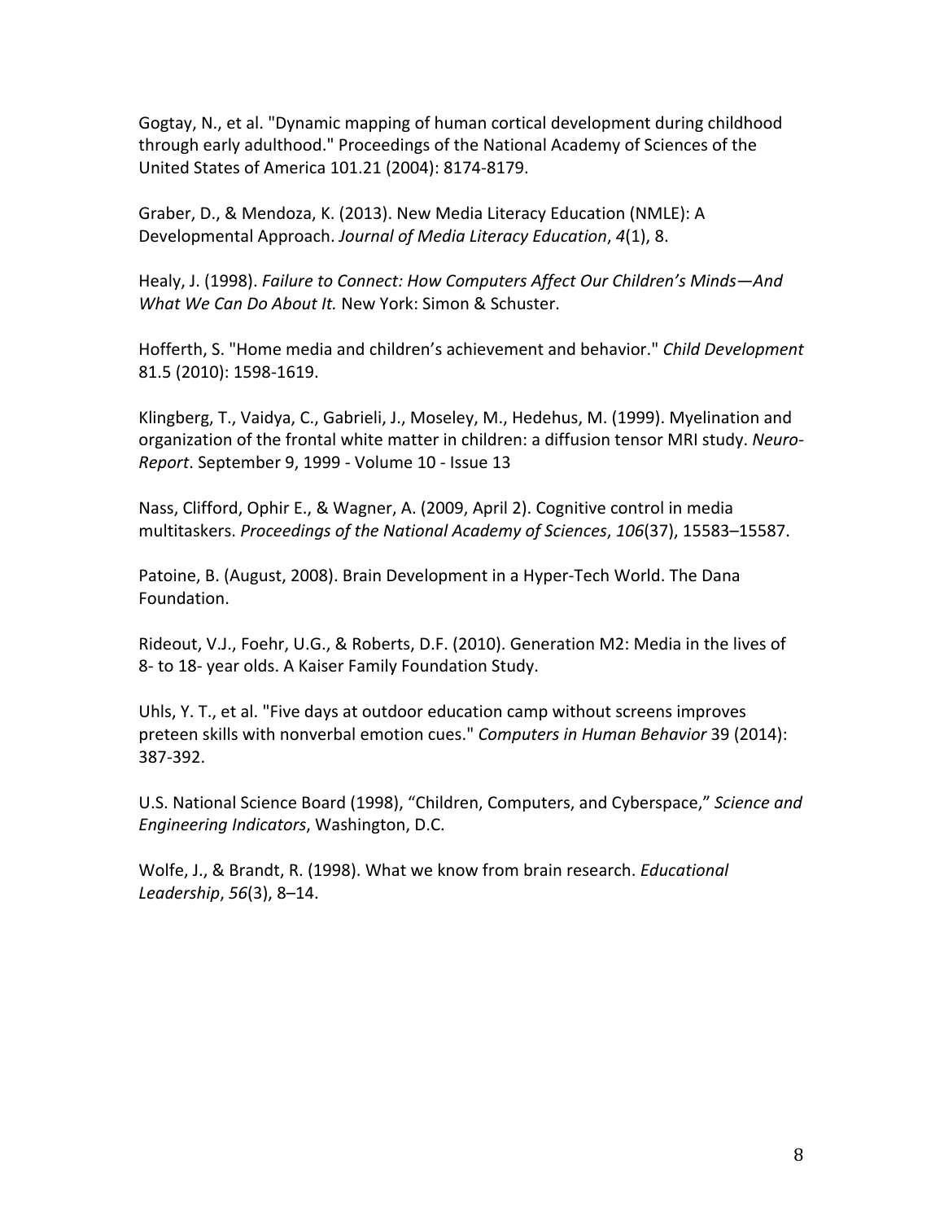Gogtay, N., et al. "Dynamic mapping of human cortical development during childhood through early adulthood." Proceedings of the National Academy of Sciences of the United States of America 101.21 (2004): 8174-8179.

Graber, D., & Mendoza, K. (2013). New Media Literacy Education (NMLE): A Developmental Approach. *Journal of Media Literacy Education*, *4*(1), 8.

Healy, J. (1998). *Failure to Connect: How Computers Affect Our Children's Minds—And What We Can Do About It.* New York: Simon & Schuster.

Hofferth, S. "Home media and children's achievement and behavior." *Child Development* 81.5 (2010): 1598-1619.

Klingberg, T., Vaidya, C., Gabrieli, J., Moseley, M., Hedehus, M. (1999). Myelination and organization of the frontal white matter in children: a diffusion tensor MRI study. *Neuro-Report*. September 9, 1999 - Volume 10 - Issue 13

Nass, Clifford, Ophir E., & Wagner, A. (2009, April 2). Cognitive control in media multitaskers. *Proceedings of the National Academy of Sciences*, *106*(37), 15583–15587.

Patoine, B. (August, 2008). Brain Development in a Hyper-Tech World. The Dana Foundation.

Rideout, V.J., Foehr, U.G., & Roberts, D.F. (2010). Generation M2: Media in the lives of 8- to 18- year olds. A Kaiser Family Foundation Study.

Uhls, Y. T., et al. "Five days at outdoor education camp without screens improves preteen skills with nonverbal emotion cues." *Computers in Human Behavior* 39 (2014): 387-392.

U.S. National Science Board (1998), "Children, Computers, and Cyberspace," *Science and Engineering Indicators*, Washington, D.C.

Wolfe, J., & Brandt, R. (1998). What we know from brain research. *Educational Leadership*, *56*(3), 8–14.